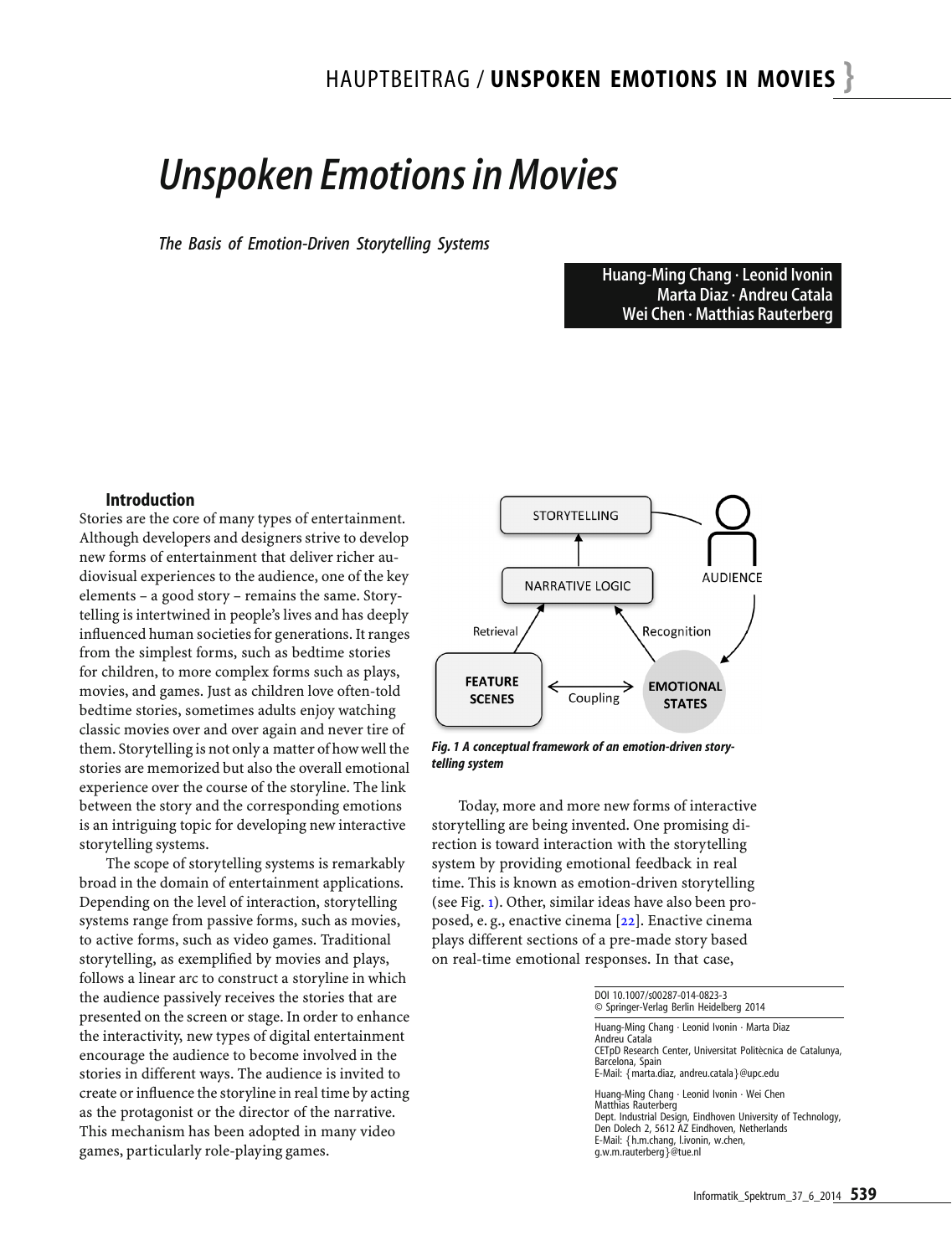# *Unspoken Emotions in Movies*

*The Basis of Emotion-Driven Storytelling Systems*

**Huang-Ming Chang · Leonid Ivonin · Marta Diaz · Andreu Catala · Wei Chen · Matthias Rauterberg**

## Introduction

Stories are the core of many types of entertainment. Although developers and designers strive to develop new forms of entertainment that deliver richer audiovisual experiences to the audience, one of the key elements – a good story – remains the same. Storytelling is intertwined in people's lives and has deeply influenced human societies for generations. It ranges from the simplest forms, such as bedtime stories for children, to more complex forms such as plays, movies, and games. Just as children love often-told bedtime stories, sometimes adults enjoy watching classic movies over and over again and never tire of them. Storytelling is not only a matter of how well the stories are memorized but also the overall emotional experience over the course of the storyline. The link between the story and the corresponding emotions is an intriguing topic for developing new interactive storytelling systems.

The scope of storytelling systems is remarkably broad in the domain of entertainment applications. Depending on the level of interaction, storytelling systems range from passive forms, such as movies, to active forms, such as video games. Traditional storytelling, as exemplified by movies and plays, follows a linear arc to construct a storyline in which the audience passively receives the stories that are presented on the screen or stage. In order to enhance the interactivity, new types of digital entertainment encourage the audience to become involved in the stories in different ways. The audience is invited to create or influence the storyline in real time by acting as the protagonist or the director of the narrative. This mechanism has been adopted in many video games, particularly role-playing games.

*Fig. 1 A conceptual framework of an emotion-driven storytelling system*

Today, more and more new forms of interactive storytelling are being invented. One promising direction is toward interaction with the storytelling system by providing emotional feedback in real time. This is known as emotion-driven storytelling (see Fig. 1). Other, similar ideas have also been proposed, e. g., enactive cinema [22]. Enactive cinema plays different sections of a pre-made story based on real-time emotional responses. In that case,

DOI 10.1007/s00287-014-0823-3
© Springer-Verlag Berlin Heidelberg 2014

Huang-Ming Chang · Leonid Ivonin · Marta Diaz
Andreu Catala
CETpD Research Center, Universitat Politècnica de Catalunya, Barcelona, Spain
E-Mail: {marta.diaz, andreu.catala}@upc.edu

Huang-Ming Chang · Leonid Ivonin · Wei Chen
Matthias Rauterberg
Dept. Industrial Design, Eindhoven University of Technology, Den Dolech 2, 5612 AZ Eindhoven, Netherlands
E-Mail: {h.m.chang, l.ivonin, w.chen, g.w.m.rauterberg}@tue.nl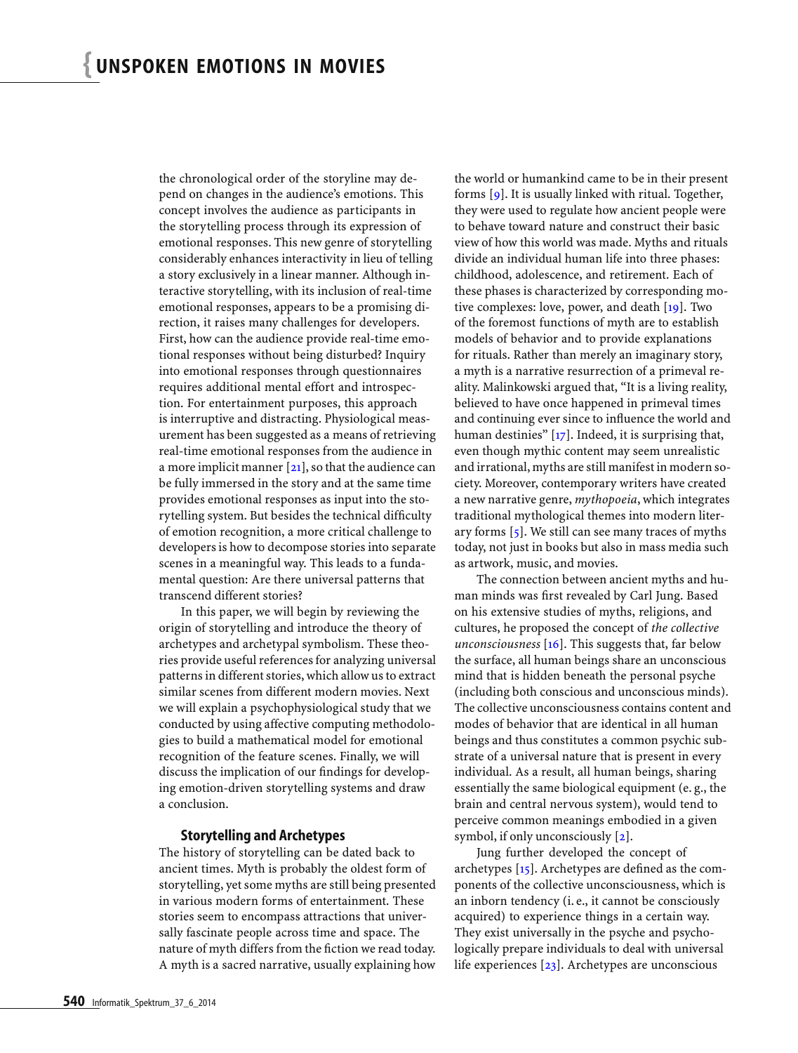the chronological order of the storyline may depend on changes in the audience's emotions. This concept involves the audience as participants in the storytelling process through its expression of emotional responses. This new genre of storytelling considerably enhances interactivity in lieu of telling a story exclusively in a linear manner. Although interactive storytelling, with its inclusion of real-time emotional responses, appears to be a promising direction, it raises many challenges for developers. First, how can the audience provide real-time emotional responses without being disturbed? Inquiry into emotional responses through questionnaires requires additional mental effort and introspection. For entertainment purposes, this approach is interruptive and distracting. Physiological measurement has been suggested as a means of retrieving real-time emotional responses from the audience in a more implicit manner [21], so that the audience can be fully immersed in the story and at the same time provides emotional responses as input into the storytelling system. But besides the technical difficulty of emotion recognition, a more critical challenge to developers is how to decompose stories into separate scenes in a meaningful way. This leads to a fundamental question: Are there universal patterns that transcend different stories?

In this paper, we will begin by reviewing the origin of storytelling and introduce the theory of archetypes and archetypal symbolism. These theories provide useful references for analyzing universal patterns in different stories, which allow us to extract similar scenes from different modern movies. Next we will explain a psychophysiological study that we conducted by using affective computing methodologies to build a mathematical model for emotional recognition of the feature scenes. Finally, we will discuss the implication of our findings for developing emotion-driven storytelling systems and draw a conclusion.

## Storytelling and Archetypes

The history of storytelling can be dated back to ancient times. Myth is probably the oldest form of storytelling, yet some myths are still being presented in various modern forms of entertainment. These stories seem to encompass attractions that universally fascinate people across time and space. The nature of myth differs from the fiction we read today. A myth is a sacred narrative, usually explaining how the world or humankind came to be in their present forms [9]. It is usually linked with ritual. Together, they were used to regulate how ancient people were to behave toward nature and construct their basic view of how this world was made. Myths and rituals divide an individual human life into three phases: childhood, adolescence, and retirement. Each of these phases is characterized by corresponding motive complexes: love, power, and death [19]. Two of the foremost functions of myth are to establish models of behavior and to provide explanations for rituals. Rather than merely an imaginary story, a myth is a narrative resurrection of a primeval reality. Malinkowski argued that, "It is a living reality, believed to have once happened in primeval times and continuing ever since to influence the world and human destinies" [17]. Indeed, it is surprising that, even though mythic content may seem unrealistic and irrational, myths are still manifest in modern society. Moreover, contemporary writers have created a new narrative genre, *mythopoeia*, which integrates traditional mythological themes into modern literary forms [5]. We still can see many traces of myths today, not just in books but also in mass media such as artwork, music, and movies.

The connection between ancient myths and human minds was first revealed by Carl Jung. Based on his extensive studies of myths, religions, and cultures, he proposed the concept of *the collective unconsciousness* [16]. This suggests that, far below the surface, all human beings share an unconscious mind that is hidden beneath the personal psyche (including both conscious and unconscious minds). The collective unconsciousness contains content and modes of behavior that are identical in all human beings and thus constitutes a common psychic substrate of a universal nature that is present in every individual. As a result, all human beings, sharing essentially the same biological equipment (e. g., the brain and central nervous system), would tend to perceive common meanings embodied in a given symbol, if only unconsciously [2].

Jung further developed the concept of archetypes [15]. Archetypes are defined as the components of the collective unconsciousness, which is an inborn tendency (i. e., it cannot be consciously acquired) to experience things in a certain way. They exist universally in the psyche and psychologically prepare individuals to deal with universal life experiences [23]. Archetypes are unconscious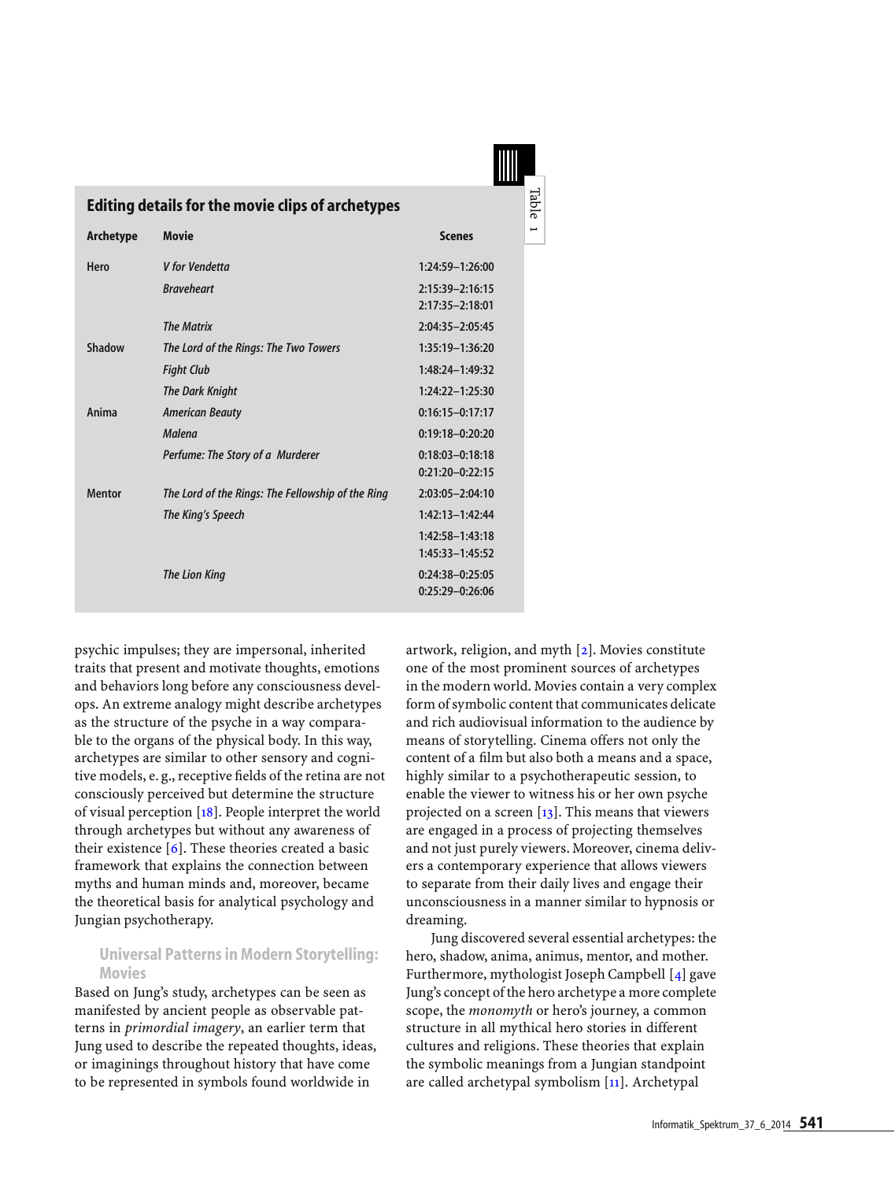**Table 1**

**Editing details for the movie clips of archetypes**

| Archetype | Movie | Scenes |
|---|---|---|
| Hero | *V for Vendetta* | 1:24:59–1:26:00 |
| | *Braveheart* | 2:15:39–2:16:15<br>2:17:35–2:18:01 |
| | *The Matrix* | 2:04:35–2:05:45 |
| Shadow | *The Lord of the Rings: The Two Towers* | 1:35:19–1:36:20 |
| | *Fight Club* | 1:48:24–1:49:32 |
| | *The Dark Knight* | 1:24:22–1:25:30 |
| Anima | *American Beauty* | 0:16:15–0:17:17 |
| | *Malena* | 0:19:18–0:20:20 |
| | *Perfume: The Story of a Murderer* | 0:18:03–0:18:18<br>0:21:20–0:22:15 |
| Mentor | *The Lord of the Rings: The Fellowship of the Ring* | 2:03:05–2:04:10 |
| | *The King's Speech* | 1:42:13–1:42:44 |
| | | 1:42:58–1:43:18<br>1:45:33–1:45:52 |
| | *The Lion King* | 0:24:38–0:25:05<br>0:25:29–0:26:06 |

psychic impulses; they are impersonal, inherited traits that present and motivate thoughts, emotions and behaviors long before any consciousness develops. An extreme analogy might describe archetypes as the structure of the psyche in a way comparable to the organs of the physical body. In this way, archetypes are similar to other sensory and cognitive models, e. g., receptive fields of the retina are not consciously perceived but determine the structure of visual perception [18]. People interpret the world through archetypes but without any awareness of their existence [6]. These theories created a basic framework that explains the connection between myths and human minds and, moreover, became the theoretical basis for analytical psychology and Jungian psychotherapy.

### Universal Patterns in Modern Storytelling: Movies

Based on Jung's study, archetypes can be seen as manifested by ancient people as observable patterns in *primordial imagery*, an earlier term that Jung used to describe the repeated thoughts, ideas, or imaginings throughout history that have come to be represented in symbols found worldwide in artwork, religion, and myth [2]. Movies constitute one of the most prominent sources of archetypes in the modern world. Movies contain a very complex form of symbolic content that communicates delicate and rich audiovisual information to the audience by means of storytelling. Cinema offers not only the content of a film but also both a means and a space, highly similar to a psychotherapeutic session, to enable the viewer to witness his or her own psyche projected on a screen [13]. This means that viewers are engaged in a process of projecting themselves and not just purely viewers. Moreover, cinema delivers a contemporary experience that allows viewers to separate from their daily lives and engage their unconsciousness in a manner similar to hypnosis or dreaming.

Jung discovered several essential archetypes: the hero, shadow, anima, animus, mentor, and mother. Furthermore, mythologist Joseph Campbell [4] gave Jung's concept of the hero archetype a more complete scope, the *monomyth* or hero's journey, a common structure in all mythical hero stories in different cultures and religions. These theories that explain the symbolic meanings from a Jungian standpoint are called archetypal symbolism [11]. Archetypal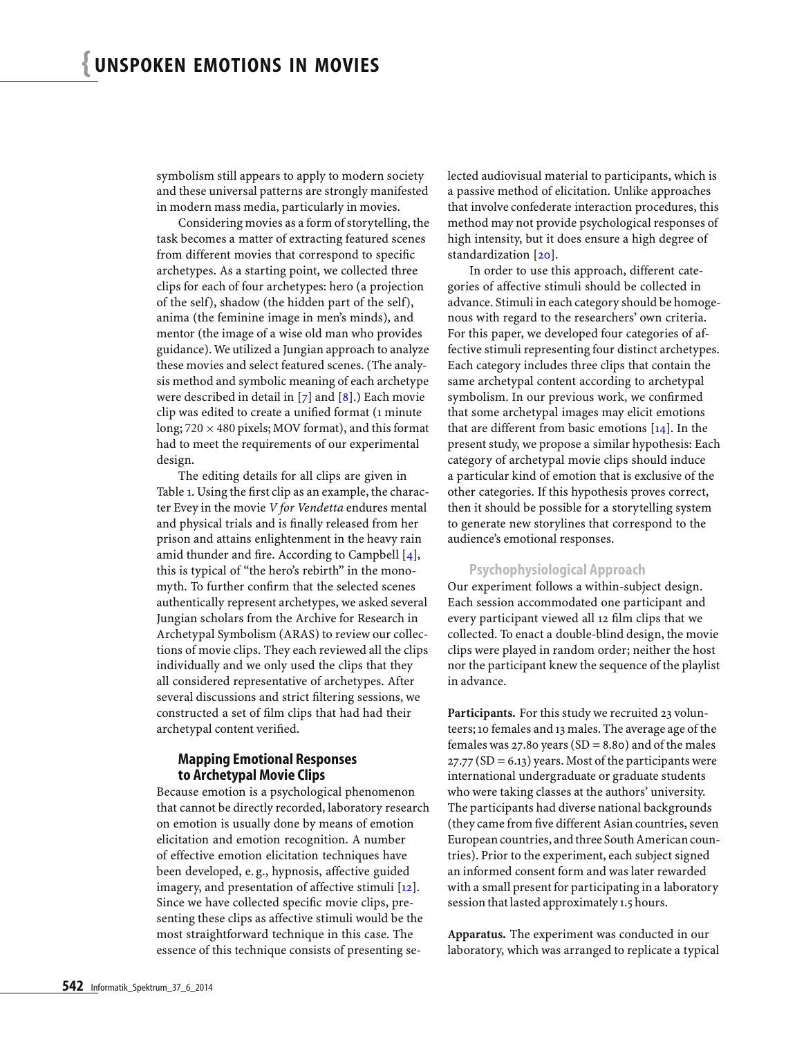symbolism still appears to apply to modern society and these universal patterns are strongly manifested in modern mass media, particularly in movies.

Considering movies as a form of storytelling, the task becomes a matter of extracting featured scenes from different movies that correspond to specific archetypes. As a starting point, we collected three clips for each of four archetypes: hero (a projection of the self), shadow (the hidden part of the self), anima (the feminine image in men's minds), and mentor (the image of a wise old man who provides guidance). We utilized a Jungian approach to analyze these movies and select featured scenes. (The analysis method and symbolic meaning of each archetype were described in detail in [7] and [8].) Each movie clip was edited to create a unified format (1 minute long; $720 \times 480$ pixels; MOV format), and this format had to meet the requirements of our experimental design.

The editing details for all clips are given in Table 1. Using the first clip as an example, the character Evey in the movie *V for Vendetta* endures mental and physical trials and is finally released from her prison and attains enlightenment in the heavy rain amid thunder and fire. According to Campbell [4], this is typical of "the hero's rebirth" in the monomyth. To further confirm that the selected scenes authentically represent archetypes, we asked several Jungian scholars from the Archive for Research in Archetypal Symbolism (ARAS) to review our collections of movie clips. They each reviewed all the clips individually and we only used the clips that they all considered representative of archetypes. After several discussions and strict filtering sessions, we constructed a set of film clips that had had their archetypal content verified.

## Mapping Emotional Responses to Archetypal Movie Clips

Because emotion is a psychological phenomenon that cannot be directly recorded, laboratory research on emotion is usually done by means of emotion elicitation and emotion recognition. A number of effective emotion elicitation techniques have been developed, e. g., hypnosis, affective guided imagery, and presentation of affective stimuli [12]. Since we have collected specific movie clips, presenting these clips as affective stimuli would be the most straightforward technique in this case. The essence of this technique consists of presenting selected audiovisual material to participants, which is a passive method of elicitation. Unlike approaches that involve confederate interaction procedures, this method may not provide psychological responses of high intensity, but it does ensure a high degree of standardization [20].

In order to use this approach, different categories of affective stimuli should be collected in advance. Stimuli in each category should be homogenous with regard to the researchers' own criteria. For this paper, we developed four categories of affective stimuli representing four distinct archetypes. Each category includes three clips that contain the same archetypal content according to archetypal symbolism. In our previous work, we confirmed that some archetypal images may elicit emotions that are different from basic emotions [14]. In the present study, we propose a similar hypothesis: Each category of archetypal movie clips should induce a particular kind of emotion that is exclusive of the other categories. If this hypothesis proves correct, then it should be possible for a storytelling system to generate new storylines that correspond to the audience's emotional responses.

### Psychophysiological Approach

Our experiment follows a within-subject design. Each session accommodated one participant and every participant viewed all 12 film clips that we collected. To enact a double-blind design, the movie clips were played in random order; neither the host nor the participant knew the sequence of the playlist in advance.

**Participants.** For this study we recruited 23 volunteers; 10 females and 13 males. The average age of the females was 27.80 years (SD = 8.80) and of the males 27.77 (SD = 6.13) years. Most of the participants were international undergraduate or graduate students who were taking classes at the authors' university. The participants had diverse national backgrounds (they came from five different Asian countries, seven European countries, and three South American countries). Prior to the experiment, each subject signed an informed consent form and was later rewarded with a small present for participating in a laboratory session that lasted approximately 1.5 hours.

**Apparatus.** The experiment was conducted in our laboratory, which was arranged to replicate a typical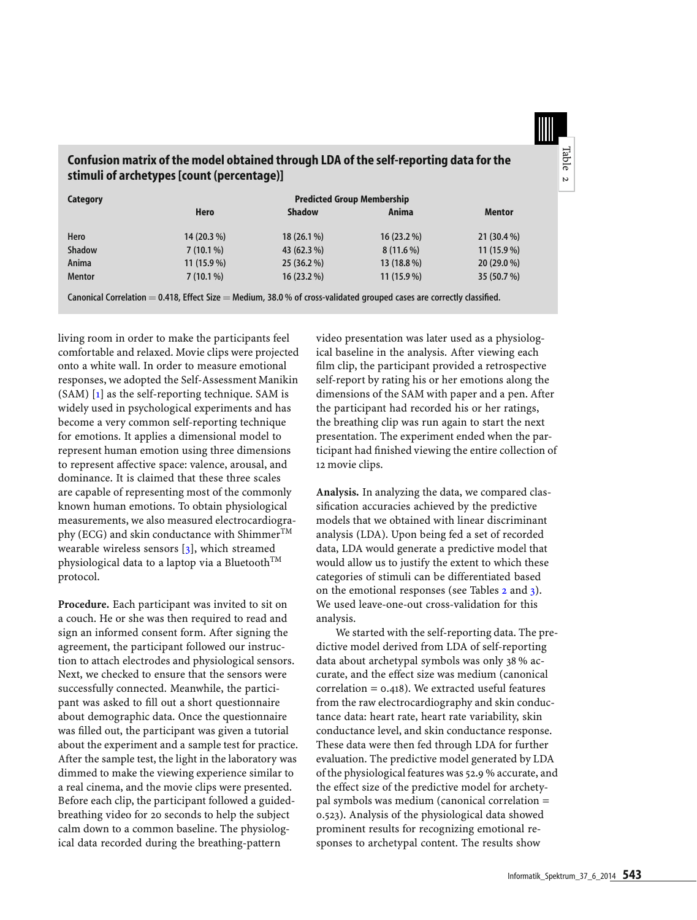**Table 2**

**Confusion matrix of the model obtained through LDA of the self-reporting data for the stimuli of archetypes [count (percentage)]**

| Category | Predicted Group Membership | | | |
|---|---|---|---|---|
| | Hero | Shadow | Anima | Mentor |
| Hero | 14 (20.3 %) | 18 (26.1 %) | 16 (23.2 %) | 21 (30.4 %) |
| Shadow | 7 (10.1 %) | 43 (62.3 %) | 8 (11.6 %) | 11 (15.9 %) |
| Anima | 11 (15.9 %) | 25 (36.2 %) | 13 (18.8 %) | 20 (29.0 %) |
| Mentor | 7 (10.1 %) | 16 (23.2 %) | 11 (15.9 %) | 35 (50.7 %) |

Canonical Correlation = 0.418, Effect Size = Medium, 38.0 % of cross-validated grouped cases are correctly classified.

living room in order to make the participants feel comfortable and relaxed. Movie clips were projected onto a white wall. In order to measure emotional responses, we adopted the Self-Assessment Manikin (SAM) [1] as the self-reporting technique. SAM is widely used in psychological experiments and has become a very common self-reporting technique for emotions. It applies a dimensional model to represent human emotion using three dimensions to represent affective space: valence, arousal, and dominance. It is claimed that these three scales are capable of representing most of the commonly known human emotions. To obtain physiological measurements, we also measured electrocardiography (ECG) and skin conductance with Shimmer™ wearable wireless sensors [3], which streamed physiological data to a laptop via a Bluetooth™ protocol.

**Procedure.** Each participant was invited to sit on a couch. He or she was then required to read and sign an informed consent form. After signing the agreement, the participant followed our instruction to attach electrodes and physiological sensors. Next, we checked to ensure that the sensors were successfully connected. Meanwhile, the participant was asked to fill out a short questionnaire about demographic data. Once the questionnaire was filled out, the participant was given a tutorial about the experiment and a sample test for practice. After the sample test, the light in the laboratory was dimmed to make the viewing experience similar to a real cinema, and the movie clips were presented. Before each clip, the participant followed a guided-breathing video for 20 seconds to help the subject calm down to a common baseline. The physiological data recorded during the breathing-pattern video presentation was later used as a physiological baseline in the analysis. After viewing each film clip, the participant provided a retrospective self-report by rating his or her emotions along the dimensions of the SAM with paper and a pen. After the participant had recorded his or her ratings, the breathing clip was run again to start the next presentation. The experiment ended when the participant had finished viewing the entire collection of 12 movie clips.

**Analysis.** In analyzing the data, we compared classification accuracies achieved by the predictive models that we obtained with linear discriminant analysis (LDA). Upon being fed a set of recorded data, LDA would generate a predictive model that would allow us to justify the extent to which these categories of stimuli can be differentiated based on the emotional responses (see Tables 2 and 3). We used leave-one-out cross-validation for this analysis.

We started with the self-reporting data. The predictive model derived from LDA of self-reporting data about archetypal symbols was only 38 % accurate, and the effect size was medium (canonical correlation = 0.418). We extracted useful features from the raw electrocardiography and skin conductance data: heart rate, heart rate variability, skin conductance level, and skin conductance response. These data were then fed through LDA for further evaluation. The predictive model generated by LDA of the physiological features was 52.9 % accurate, and the effect size of the predictive model for archetypal symbols was medium (canonical correlation = 0.523). Analysis of the physiological data showed prominent results for recognizing emotional responses to archetypal content. The results show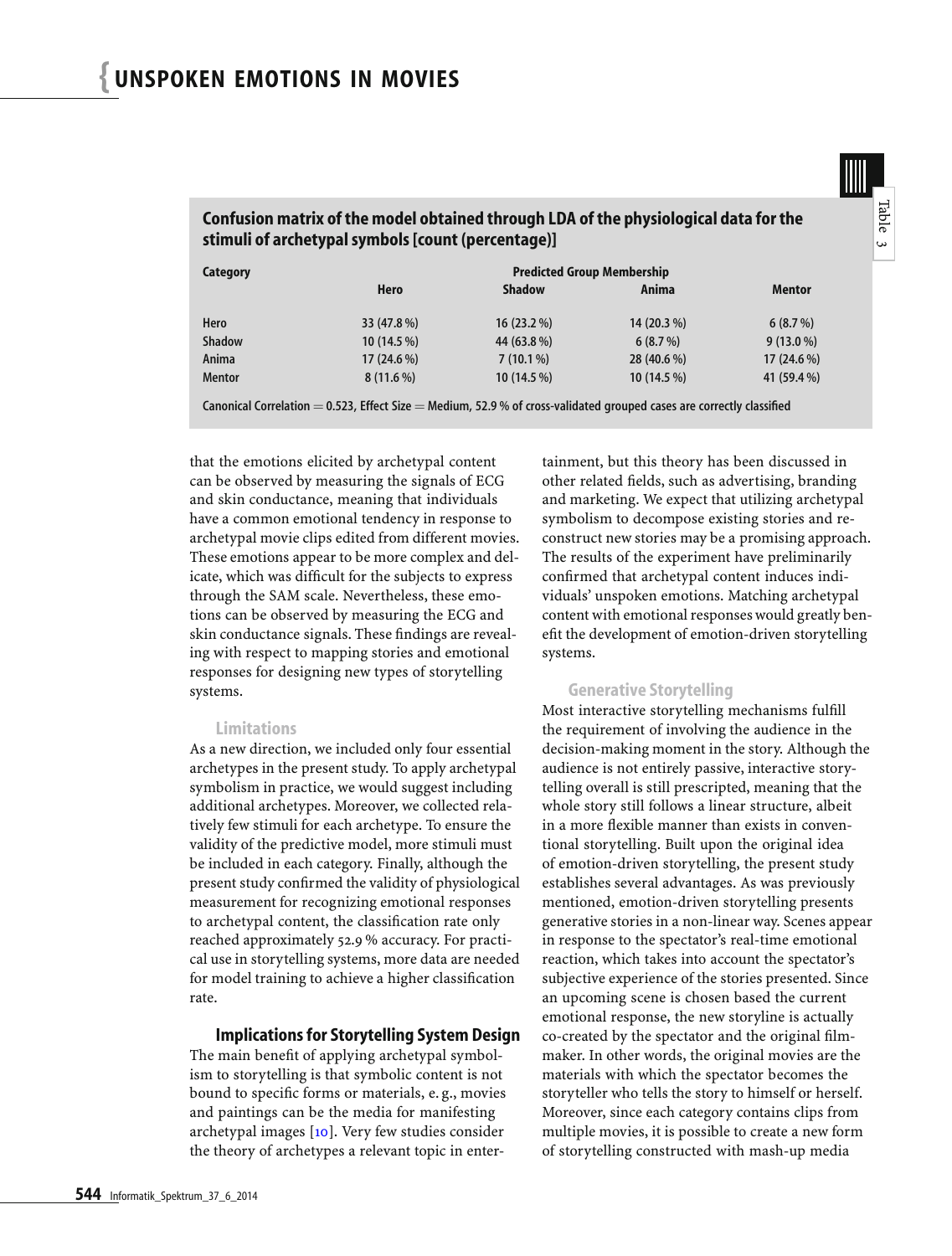**Table 3**

**Confusion matrix of the model obtained through LDA of the physiological data for the stimuli of archetypal symbols [count (percentage)]**

| Category | Predicted Group Membership | | | |
|---|---|---|---|---|
| | Hero | Shadow | Anima | Mentor |
| Hero | 33 (47.8 %) | 16 (23.2 %) | 14 (20.3 %) | 6 (8.7 %) |
| Shadow | 10 (14.5 %) | 44 (63.8 %) | 6 (8.7 %) | 9 (13.0 %) |
| Anima | 17 (24.6 %) | 7 (10.1 %) | 28 (40.6 %) | 17 (24.6 %) |
| Mentor | 8 (11.6 %) | 10 (14.5 %) | 10 (14.5 %) | 41 (59.4 %) |

Canonical Correlation = 0.523, Effect Size = Medium, 52.9 % of cross-validated grouped cases are correctly classified

that the emotions elicited by archetypal content can be observed by measuring the signals of ECG and skin conductance, meaning that individuals have a common emotional tendency in response to archetypal movie clips edited from different movies. These emotions appear to be more complex and delicate, which was difficult for the subjects to express through the SAM scale. Nevertheless, these emotions can be observed by measuring the ECG and skin conductance signals. These findings are revealing with respect to mapping stories and emotional responses for designing new types of storytelling systems.

### Limitations

As a new direction, we included only four essential archetypes in the present study. To apply archetypal symbolism in practice, we would suggest including additional archetypes. Moreover, we collected relatively few stimuli for each archetype. To ensure the validity of the predictive model, more stimuli must be included in each category. Finally, although the present study confirmed the validity of physiological measurement for recognizing emotional responses to archetypal content, the classification rate only reached approximately 52.9 % accuracy. For practical use in storytelling systems, more data are needed for model training to achieve a higher classification rate.

## Implications for Storytelling System Design

The main benefit of applying archetypal symbolism to storytelling is that symbolic content is not bound to specific forms or materials, e. g., movies and paintings can be the media for manifesting archetypal images [10]. Very few studies consider the theory of archetypes a relevant topic in entertainment, but this theory has been discussed in other related fields, such as advertising, branding and marketing. We expect that utilizing archetypal symbolism to decompose existing stories and reconstruct new stories may be a promising approach. The results of the experiment have preliminarily confirmed that archetypal content induces individuals' unspoken emotions. Matching archetypal content with emotional responses would greatly benefit the development of emotion-driven storytelling systems.

### Generative Storytelling

Most interactive storytelling mechanisms fulfill the requirement of involving the audience in the decision-making moment in the story. Although the audience is not entirely passive, interactive storytelling overall is still prescripted, meaning that the whole story still follows a linear structure, albeit in a more flexible manner than exists in conventional storytelling. Built upon the original idea of emotion-driven storytelling, the present study establishes several advantages. As was previously mentioned, emotion-driven storytelling presents generative stories in a non-linear way. Scenes appear in response to the spectator's real-time emotional reaction, which takes into account the spectator's subjective experience of the stories presented. Since an upcoming scene is chosen based the current emotional response, the new storyline is actually co-created by the spectator and the original filmmaker. In other words, the original movies are the materials with which the spectator becomes the storyteller who tells the story to himself or herself. Moreover, since each category contains clips from multiple movies, it is possible to create a new form of storytelling constructed with mash-up media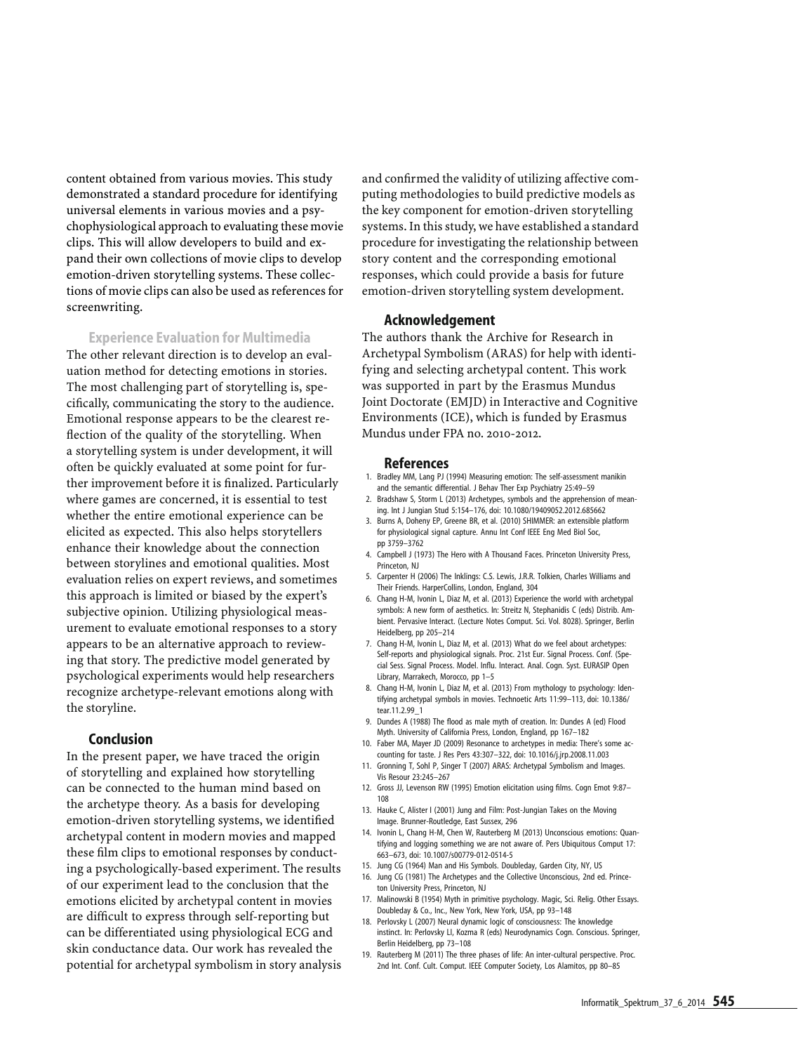content obtained from various movies. This study demonstrated a standard procedure for identifying universal elements in various movies and a psychophysiological approach to evaluating these movie clips. This will allow developers to build and expand their own collections of movie clips to develop emotion-driven storytelling systems. These collections of movie clips can also be used as references for screenwriting.

### Experience Evaluation for Multimedia

The other relevant direction is to develop an evaluation method for detecting emotions in stories. The most challenging part of storytelling is, specifically, communicating the story to the audience. Emotional response appears to be the clearest reflection of the quality of the storytelling. When a storytelling system is under development, it will often be quickly evaluated at some point for further improvement before it is finalized. Particularly where games are concerned, it is essential to test whether the entire emotional experience can be elicited as expected. This also helps storytellers enhance their knowledge about the connection between storylines and emotional qualities. Most evaluation relies on expert reviews, and sometimes this approach is limited or biased by the expert's subjective opinion. Utilizing physiological measurement to evaluate emotional responses to a story appears to be an alternative approach to reviewing that story. The predictive model generated by psychological experiments would help researchers recognize archetype-relevant emotions along with the storyline.

## Conclusion

In the present paper, we have traced the origin of storytelling and explained how storytelling can be connected to the human mind based on the archetype theory. As a basis for developing emotion-driven storytelling systems, we identified archetypal content in modern movies and mapped these film clips to emotional responses by conducting a psychologically-based experiment. The results of our experiment lead to the conclusion that the emotions elicited by archetypal content in movies are difficult to express through self-reporting but can be differentiated using physiological ECG and skin conductance data. Our work has revealed the potential for archetypal symbolism in story analysis and confirmed the validity of utilizing affective computing methodologies to build predictive models as the key component for emotion-driven storytelling systems. In this study, we have established a standard procedure for investigating the relationship between story content and the corresponding emotional responses, which could provide a basis for future emotion-driven storytelling system development.

## Acknowledgement

The authors thank the Archive for Research in Archetypal Symbolism (ARAS) for help with identifying and selecting archetypal content. This work was supported in part by the Erasmus Mundus Joint Doctorate (EMJD) in Interactive and Cognitive Environments (ICE), which is funded by Erasmus Mundus under FPA no. 2010-2012.

## References

1. Bradley MM, Lang PJ (1994) Measuring emotion: The self-assessment manikin and the semantic differential. J Behav Ther Exp Psychiatry 25:49–59
2. Bradshaw S, Storm L (2013) Archetypes, symbols and the apprehension of meaning. Int J Jungian Stud 5:154–176, doi: 10.1080/19409052.2012.685662
3. Burns A, Doheny EP, Greene BR, et al. (2010) SHIMMER: an extensible platform for physiological signal capture. Annu Int Conf IEEE Eng Med Biol Soc, pp 3759–3762
4. Campbell J (1973) The Hero with A Thousand Faces. Princeton University Press, Princeton, NJ
5. Carpenter H (2006) The Inklings: C.S. Lewis, J.R.R. Tolkien, Charles Williams and Their Friends. HarperCollins, London, England, 304
6. Chang H-M, Ivonin L, Diaz M, et al. (2013) Experience the world with archetypal symbols: A new form of aesthetics. In: Streitz N, Stephanidis C (eds) Distrib. Ambient. Pervasive Interact. (Lecture Notes Comput. Sci. Vol. 8028). Springer, Berlin Heidelberg, pp 205–214
7. Chang H-M, Ivonin L, Diaz M, et al. (2013) What do we feel about archetypes: Self-reports and physiological signals. Proc. 21st Eur. Signal Process. Conf. (Special Sess. Signal Process. Model. Influ. Interact. Anal. Cogn. Syst. EURASIP Open Library, Marrakech, Morocco, pp 1–5
8. Chang H-M, Ivonin L, Diaz M, et al. (2013) From mythology to psychology: Identifying archetypal symbols in movies. Technoetic Arts 11:99–113, doi: 10.1386/tear.11.2.99_1
9. Dundes A (1988) The flood as male myth of creation. In: Dundes A (ed) Flood Myth. University of California Press, London, England, pp 167–182
10. Faber MA, Mayer JD (2009) Resonance to archetypes in media: There's some accounting for taste. J Res Pers 43:307–322, doi: 10.1016/j.jrp.2008.11.003
11. Gronning T, Sohl P, Singer T (2007) ARAS: Archetypal Symbolism and Images. Vis Resour 23:245–267
12. Gross JJ, Levenson RW (1995) Emotion elicitation using films. Cogn Emot 9:87–108
13. Hauke C, Alister I (2001) Jung and Film: Post-Jungian Takes on the Moving Image. Brunner-Routledge, East Sussex, 296
14. Ivonin L, Chang H-M, Chen W, Rauterberg M (2013) Unconscious emotions: Quantifying and logging something we are not aware of. Pers Ubiquitous Comput 17: 663–673, doi: 10.1007/s00779-012-0514-5
15. Jung CG (1964) Man and His Symbols. Doubleday, Garden City, NY, US
16. Jung CG (1981) The Archetypes and the Collective Unconscious, 2nd ed. Princeton University Press, Princeton, NJ
17. Malinowski B (1954) Myth in primitive psychology. Magic, Sci. Relig. Other Essays. Doubleday & Co., Inc., New York, New York, USA, pp 93–148
18. Perlovsky L (2007) Neural dynamic logic of consciousness: The knowledge instinct. In: Perlovsky LI, Kozma R (eds) Neurodynamics Cogn. Conscious. Springer, Berlin Heidelberg, pp 73–108
19. Rauterberg M (2011) The three phases of life: An inter-cultural perspective. Proc. 2nd Int. Conf. Cult. Comput. IEEE Computer Society, Los Alamitos, pp 80–85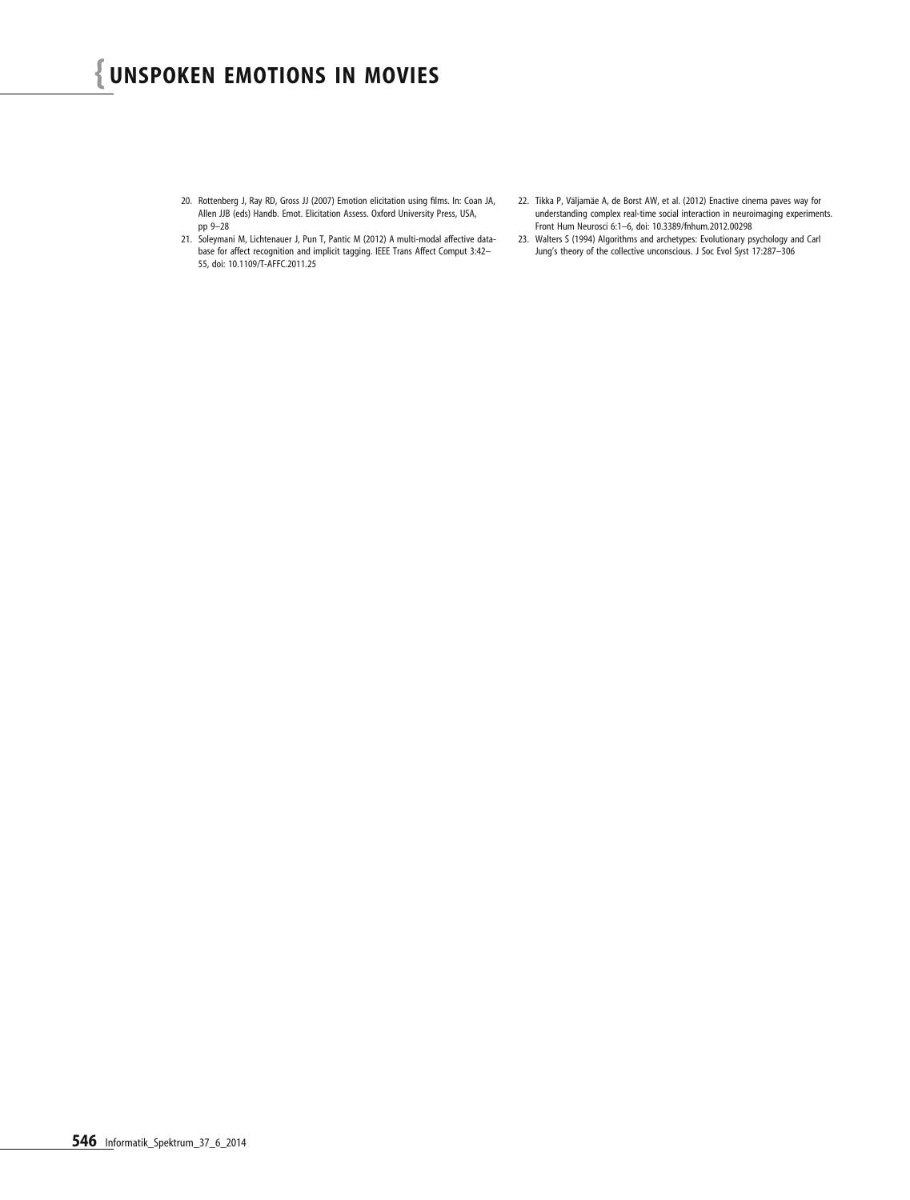20. Rottenberg J, Ray RD, Gross JJ (2007) Emotion elicitation using films. In: Coan JA, Allen JJB (eds) Handb. Emot. Elicitation Assess. Oxford University Press, USA, pp 9–28
21. Soleymani M, Lichtenauer J, Pun T, Pantic M (2012) A multi-modal affective database for affect recognition and implicit tagging. IEEE Trans Affect Comput 3:42–55, doi: 10.1109/T-AFFC.2011.25
22. Tikka P, Väljamäe A, de Borst AW, et al. (2012) Enactive cinema paves way for understanding complex real-time social interaction in neuroimaging experiments. Front Hum Neurosci 6:1–6, doi: 10.3389/fnhum.2012.00298
23. Walters S (1994) Algorithms and archetypes: Evolutionary psychology and Carl Jung's theory of the collective unconscious. J Soc Evol Syst 17:287–306